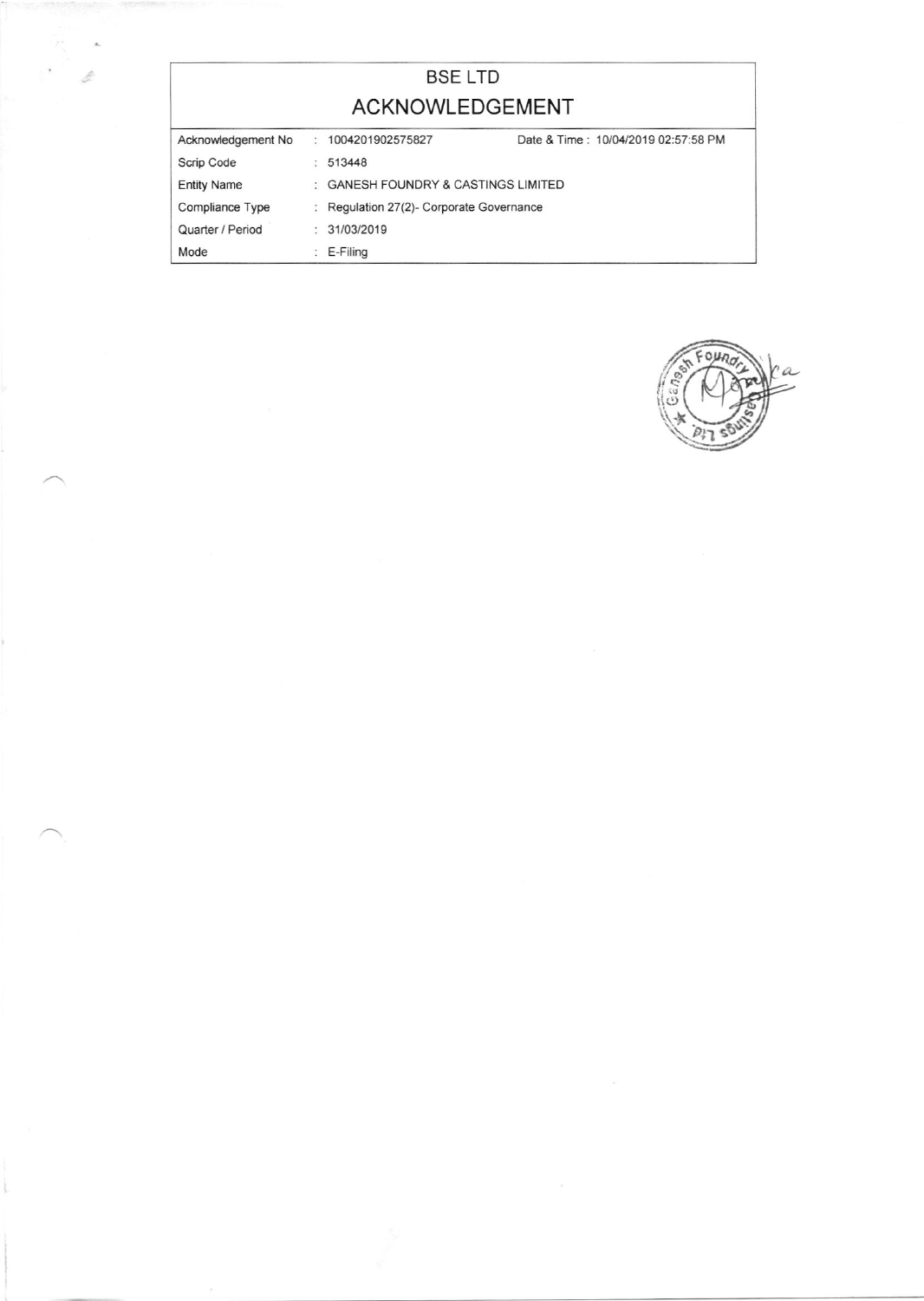# BSE LTD

## ACKNOWLEDGEMENT

| | | |
|---|---|---|
| Acknowledgement No | : 1004201902575827 | Date & Time : 10/04/2019 02:57:58 PM |
| Scrip Code | : 513448 | |
| Entity Name | : GANESH FOUNDRY & CASTINGS LIMITED | |
| Compliance Type | : Regulation 27(2)- Corporate Governance | |
| Quarter / Period | : 31/03/2019 | |
| Mode | : E-Filing | |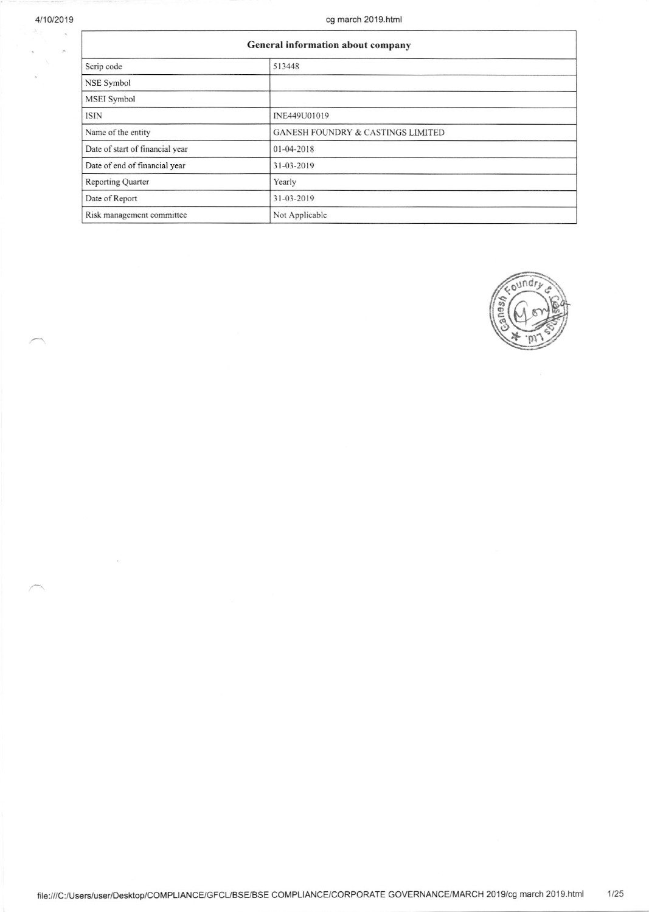| General information about company | |
|---|---|
| Scrip code | 513448 |
| NSE Symbol | |
| MSEI Symbol | |
| ISIN | INE449U01019 |
| Name of the entity | GANESH FOUNDRY & CASTINGS LIMITED |
| Date of start of financial year | 01-04-2018 |
| Date of end of financial year | 31-03-2019 |
| Reporting Quarter | Yearly |
| Date of Report | 31-03-2019 |
| Risk management committee | Not Applicable |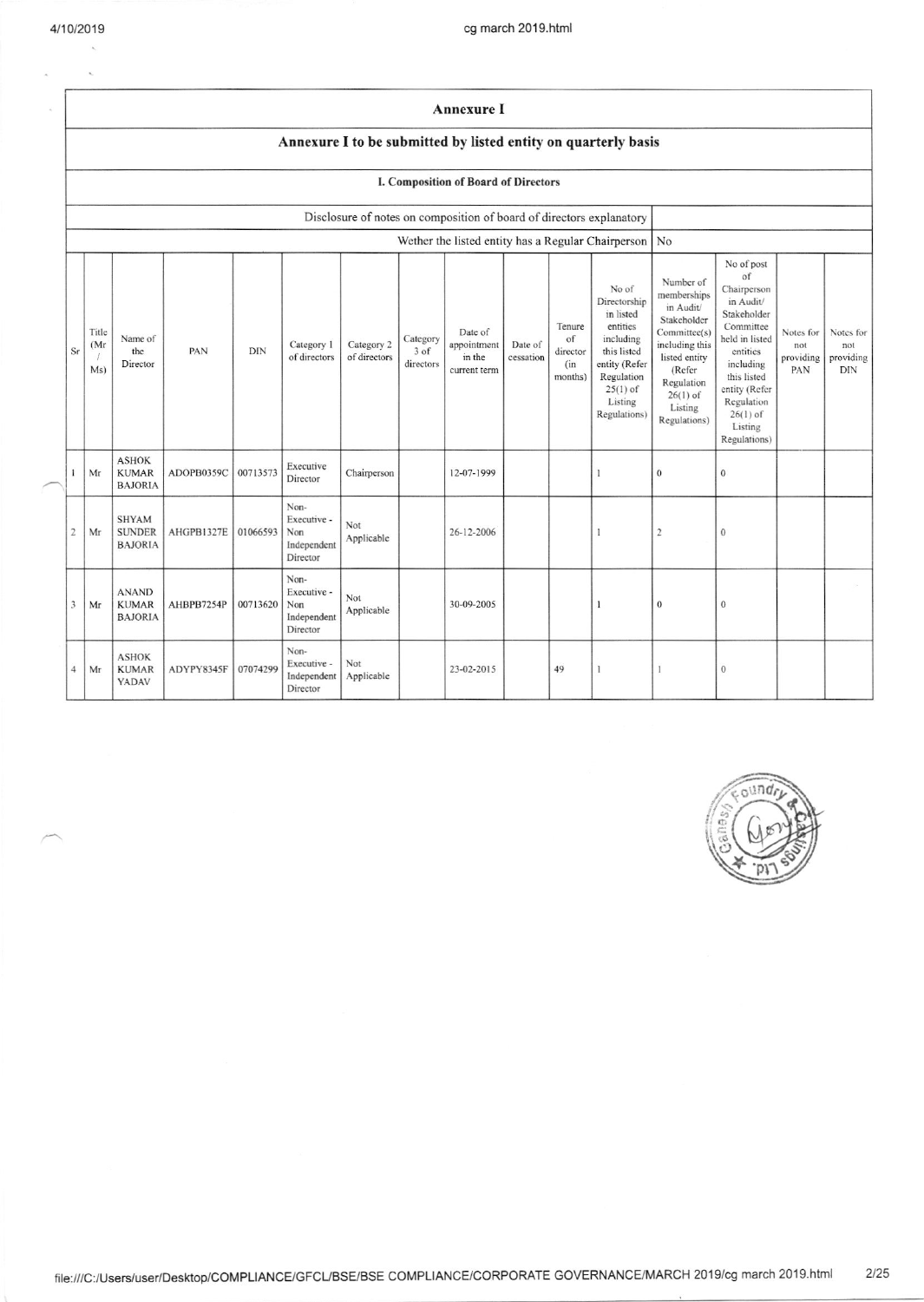# Annexure I

## Annexure I to be submitted by listed entity on quarterly basis

### I. Composition of Board of Directors

| Disclosure of notes on composition of board of directors explanatory | |
|---|---|
| Wether the listed entity has a Regular Chairperson | No |

| Sr | Title (Mr / Ms) | Name of the Director | PAN | DIN | Category 1 of directors | Category 2 of directors | Category 3 of directors | Date of appointment in the current term | Date of cessation | Tenure of director (in months) | No of Directorship in listed entities including this listed entity (Refer Regulation 25(1) of Listing Regulations) | Number of memberships in Audit/ Stakeholder Committee(s) including this listed entity (Refer Regulation 26(1) of Listing Regulations) | No of post of Chairperson in Audit/ Stakeholder Committee held in listed entities including this listed entity (Refer Regulation 26(1) of Listing Regulations) | Notes for not providing PAN | Notes for not providing DIN |
|---|---|---|---|---|---|---|---|---|---|---|---|---|---|---|---|
| 1 | Mr | ASHOK KUMAR BAJORIA | ADOPB0359C | 00713573 | Executive Director | Chairperson | | 12-07-1999 | | | 1 | 0 | 0 | | |
| 2 | Mr | SHYAM SUNDER BAJORIA | AHGPB1327E | 01066593 | Non-Executive - Non Independent Director | Not Applicable | | 26-12-2006 | | | 1 | 2 | 0 | | |
| 3 | Mr | ANAND KUMAR BAJORIA | AHBPB7254P | 00713620 | Non-Executive - Non Independent Director | Not Applicable | | 30-09-2005 | | | 1 | 0 | 0 | | |
| 4 | Mr | ASHOK KUMAR YADAV | ADYPY8345F | 07074299 | Non-Executive - Independent Director | Not Applicable | | 23-02-2015 | | 49 | 1 | 1 | 0 | | |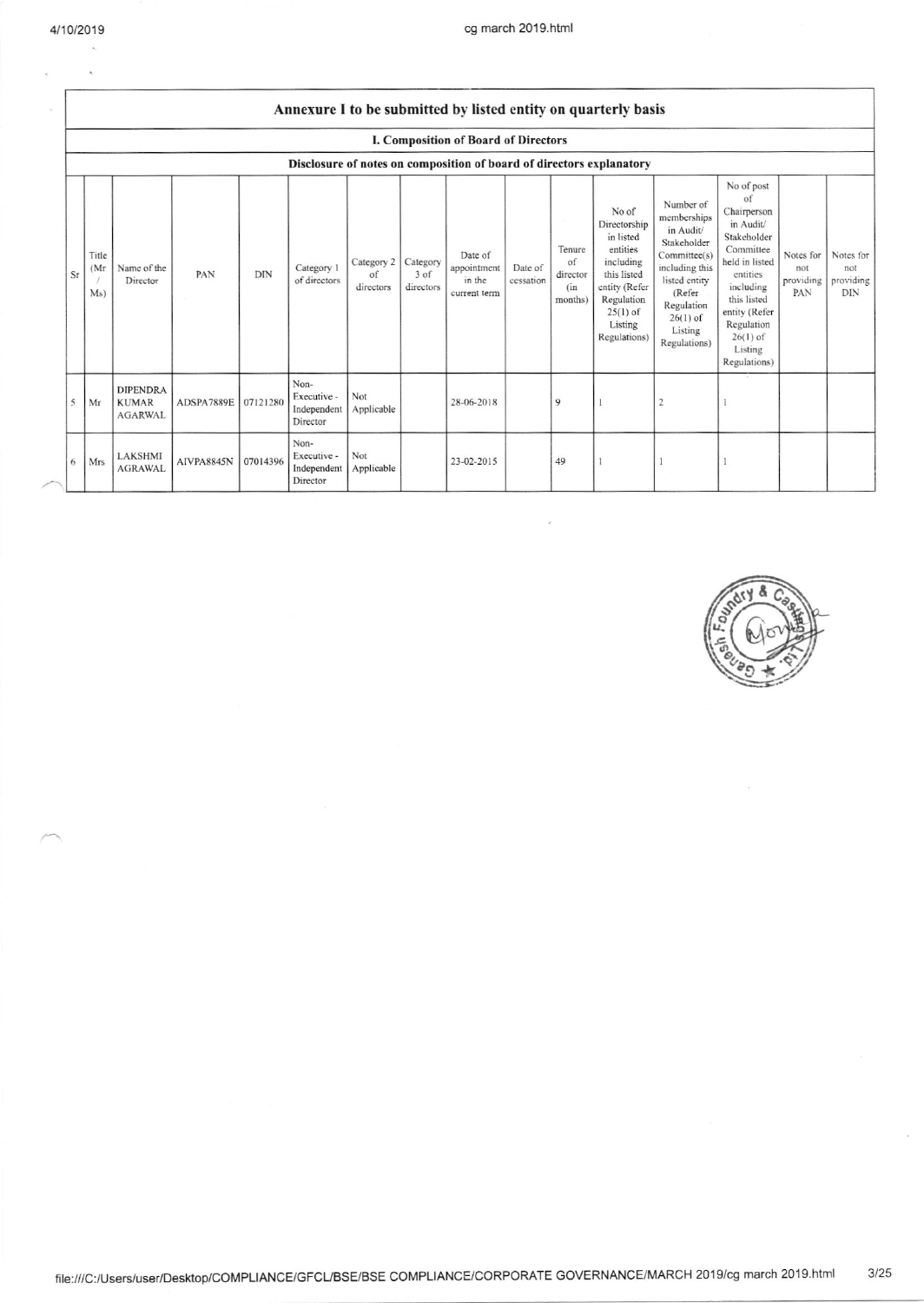## Annexure I to be submitted by listed entity on quarterly basis

### I. Composition of Board of Directors

#### Disclosure of notes on composition of board of directors explanatory

| Sr | Title (Mr / Ms) | Name of the Director | PAN | DIN | Category 1 of directors | Category 2 of directors | Category 3 of directors | Date of appointment in the current term | Date of cessation | Tenure of director (in months) | No of Directorship in listed entities including this listed entity (Refer Regulation 25(1) of Listing Regulations) | Number of memberships in Audit/ Stakeholder Committee(s) including this listed entity (Refer Regulation 26(1) of Listing Regulations) | No of post of Chairperson in Audit/ Stakeholder Committee held in listed entities including this listed entity (Refer Regulation 26(1) of Listing Regulations) | Notes for not providing PAN | Notes for not providing DIN |
|---|---|---|---|---|---|---|---|---|---|---|---|---|---|---|---|
| 5 | Mr | DIPENDRA KUMAR AGARWAL | ADSPA7889E | 07121280 | Non-Executive - Independent Director | Not Applicable | | 28-06-2018 | | 9 | 1 | 2 | 1 | | |
| 6 | Mrs | LAKSHMI AGRAWAL | AIVPA8845N | 07014396 | Non-Executive - Independent Director | Not Applicable | | 23-02-2015 | | 49 | 1 | 1 | 1 | | |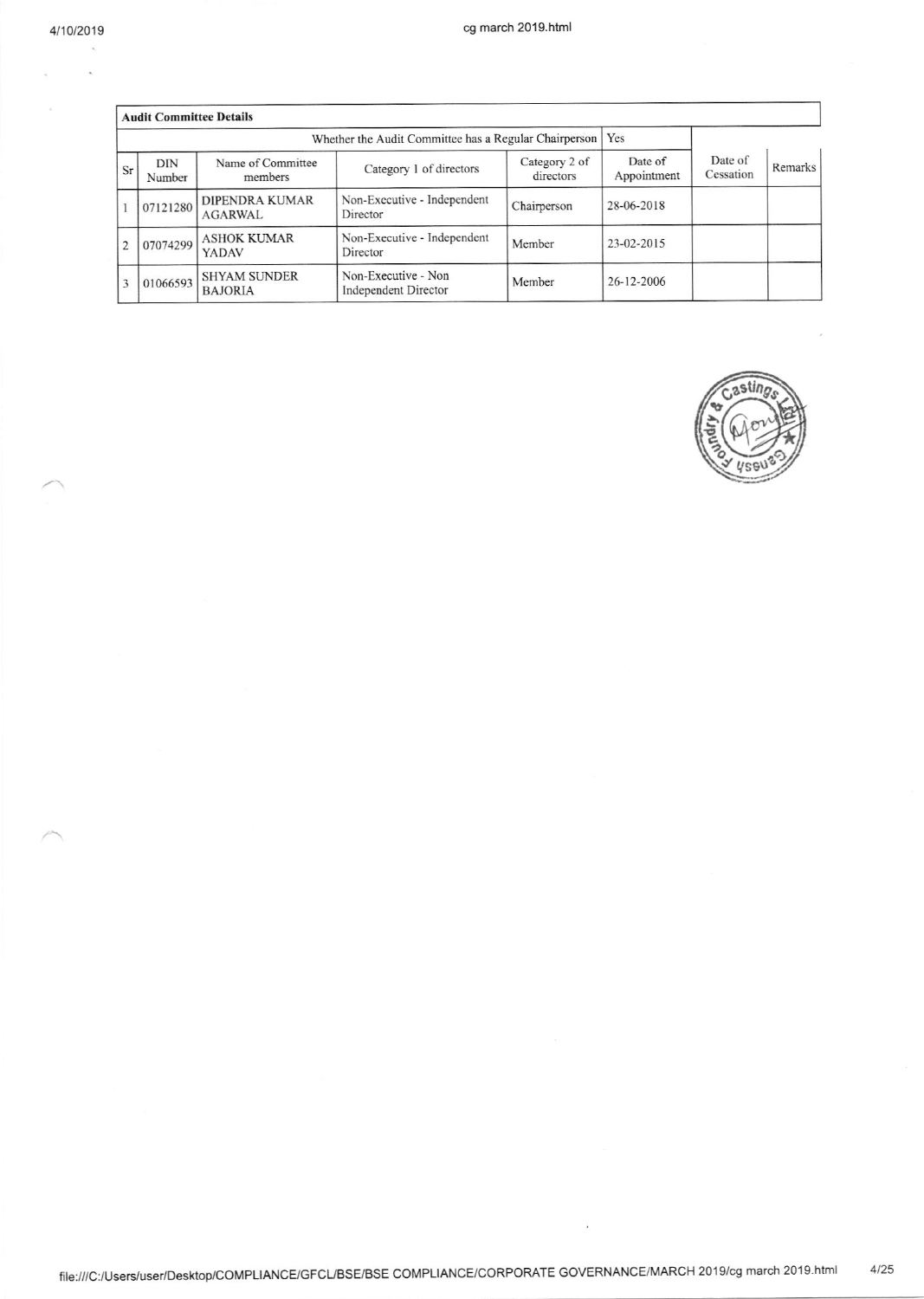| Audit Committee Details | | | | | | | |
|---|---|---|---|---|---|---|---|
| Whether the Audit Committee has a Regular Chairperson | | | | | Yes | | |
| Sr | DIN Number | Name of Committee members | Category 1 of directors | Category 2 of directors | Date of Appointment | Date of Cessation | Remarks |
| 1 | 07121280 | DIPENDRA KUMAR AGARWAL | Non-Executive - Independent Director | Chairperson | 28-06-2018 | | |
| 2 | 07074299 | ASHOK KUMAR YADAV | Non-Executive - Independent Director | Member | 23-02-2015 | | |
| 3 | 01066593 | SHYAM SUNDER BAJORIA | Non-Executive - Non Independent Director | Member | 26-12-2006 | | |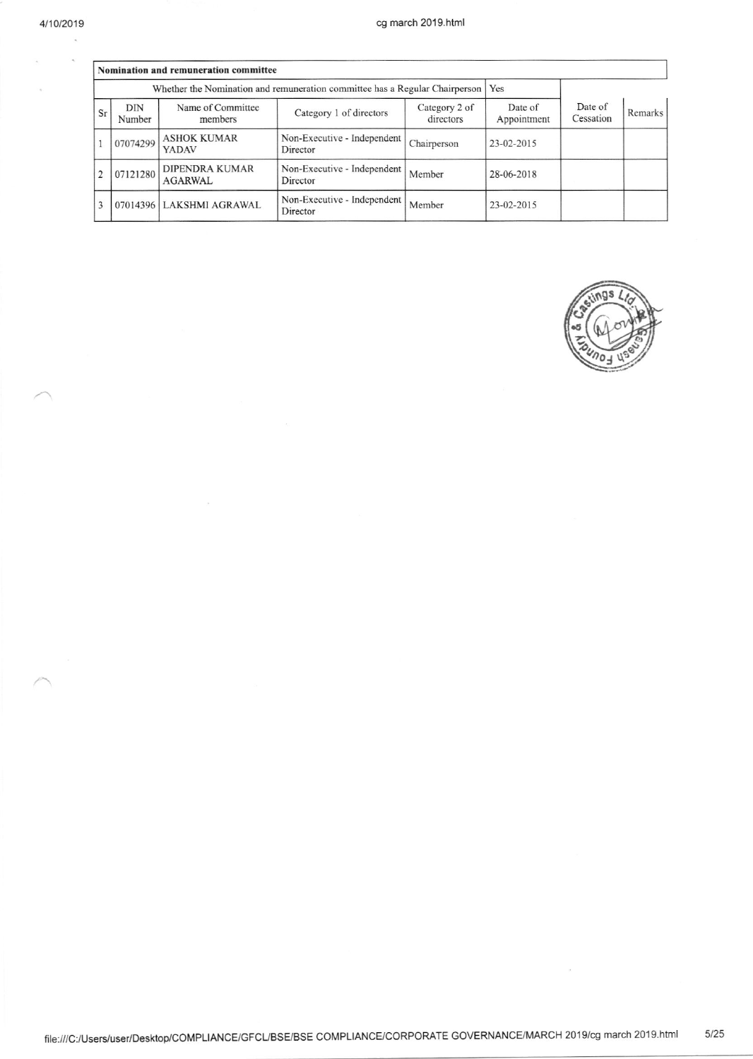| Nomination and remuneration committee | | | | | | | |
|---|---|---|---|---|---|---|---|
| Whether the Nomination and remuneration committee has a Regular Chairperson | | | | | Yes | | |
| Sr | DIN Number | Name of Committee members | Category 1 of directors | Category 2 of directors | Date of Appointment | Date of Cessation | Remarks |
| 1 | 07074299 | ASHOK KUMAR YADAV | Non-Executive - Independent Director | Chairperson | 23-02-2015 | | |
| 2 | 07121280 | DIPENDRA KUMAR AGARWAL | Non-Executive - Independent Director | Member | 28-06-2018 | | |
| 3 | 07014396 | LAKSHMI AGRAWAL | Non-Executive - Independent Director | Member | 23-02-2015 | | |